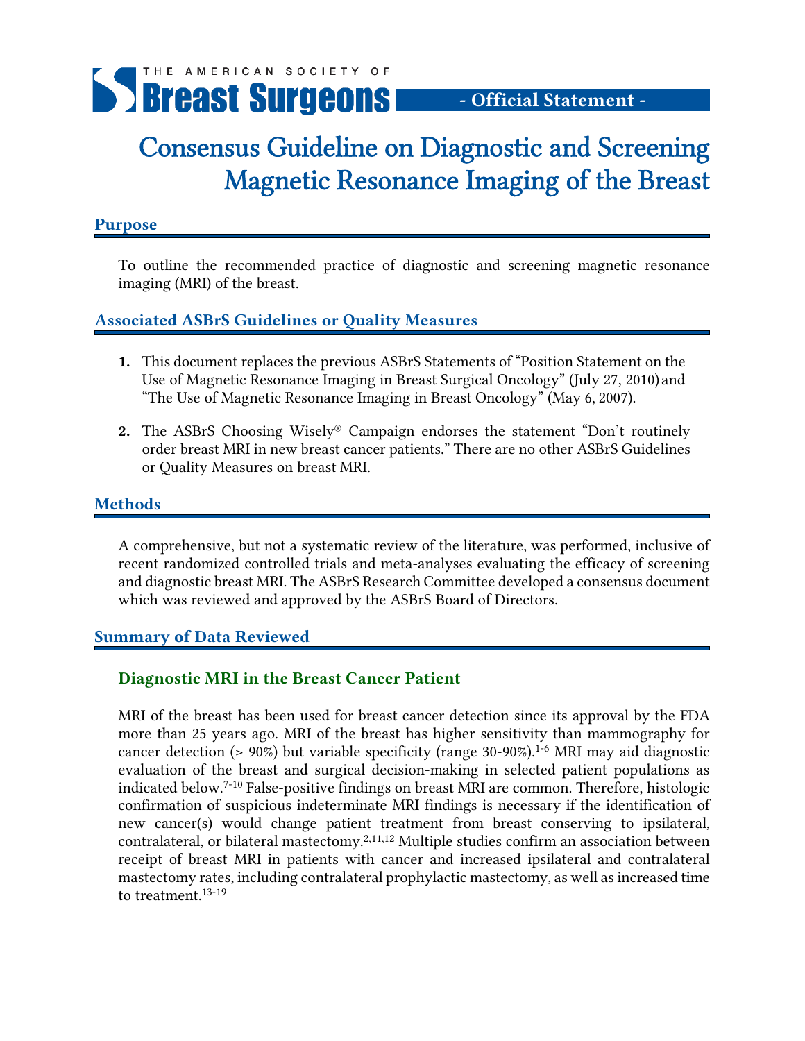THE AMERICAN SOCIETY OF **Breast Surgeons** - Official Statement -

# Consensus Guideline on Diagnostic and Screening Magnetic Resonance Imaging of the Breast

## Purpose

To outline the recommended practice of diagnostic and screening magnetic resonance imaging (MRI) of the breast.

## Associated ASBrS Guidelines or Quality Measures

1. This document replaces the previous ASBrS Statements of "Position Statement on the Use of Magnetic Resonance Imaging in Breast Surgical Oncology" (July 27, 2010) and "The Use of Magnetic Resonance Imaging in Breast Oncology" (May 6, 2007).
2. The ASBrS Choosing Wisely® Campaign endorses the statement "Don't routinely order breast MRI in new breast cancer patients." There are no other ASBrS Guidelines or Quality Measures on breast MRI.

## Methods

A comprehensive, but not a systematic review of the literature, was performed, inclusive of recent randomized controlled trials and meta-analyses evaluating the efficacy of screening and diagnostic breast MRI. The ASBrS Research Committee developed a consensus document which was reviewed and approved by the ASBrS Board of Directors.

## Summary of Data Reviewed

### Diagnostic MRI in the Breast Cancer Patient

MRI of the breast has been used for breast cancer detection since its approval by the FDA more than 25 years ago. MRI of the breast has higher sensitivity than mammography for cancer detection (> 90%) but variable specificity (range 30-90%).[1-6] MRI may aid diagnostic evaluation of the breast and surgical decision-making in selected patient populations as indicated below.[7-10] False-positive findings on breast MRI are common. Therefore, histologic confirmation of suspicious indeterminate MRI findings is necessary if the identification of new cancer(s) would change patient treatment from breast conserving to ipsilateral, contralateral, or bilateral mastectomy.[2,11,12] Multiple studies confirm an association between receipt of breast MRI in patients with cancer and increased ipsilateral and contralateral mastectomy rates, including contralateral prophylactic mastectomy, as well as increased time to treatment.[13-19]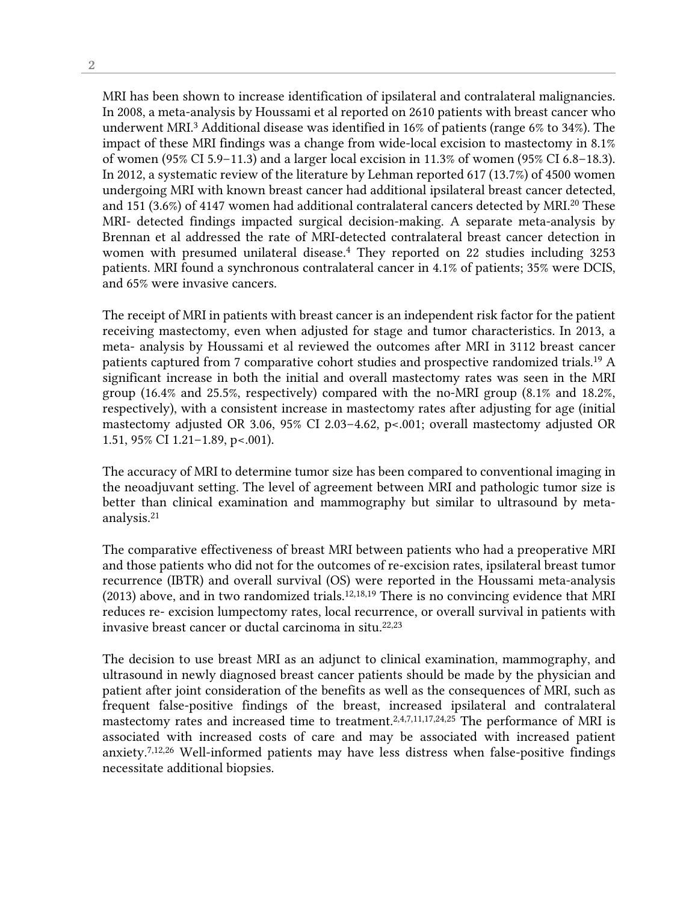MRI has been shown to increase identification of ipsilateral and contralateral malignancies. In 2008, a meta-analysis by Houssami et al reported on 2610 patients with breast cancer who underwent MRI.[3] Additional disease was identified in 16% of patients (range 6% to 34%). The impact of these MRI findings was a change from wide-local excision to mastectomy in 8.1% of women (95% CI 5.9–11.3) and a larger local excision in 11.3% of women (95% CI 6.8–18.3). In 2012, a systematic review of the literature by Lehman reported 617 (13.7%) of 4500 women undergoing MRI with known breast cancer had additional ipsilateral breast cancer detected, and 151 (3.6%) of 4147 women had additional contralateral cancers detected by MRI.[20] These MRI- detected findings impacted surgical decision-making. A separate meta-analysis by Brennan et al addressed the rate of MRI-detected contralateral breast cancer detection in women with presumed unilateral disease.[4] They reported on 22 studies including 3253 patients. MRI found a synchronous contralateral cancer in 4.1% of patients; 35% were DCIS, and 65% were invasive cancers.

The receipt of MRI in patients with breast cancer is an independent risk factor for the patient receiving mastectomy, even when adjusted for stage and tumor characteristics. In 2013, a meta- analysis by Houssami et al reviewed the outcomes after MRI in 3112 breast cancer patients captured from 7 comparative cohort studies and prospective randomized trials.[19] A significant increase in both the initial and overall mastectomy rates was seen in the MRI group (16.4% and 25.5%, respectively) compared with the no-MRI group (8.1% and 18.2%, respectively), with a consistent increase in mastectomy rates after adjusting for age (initial mastectomy adjusted OR 3.06, 95% CI 2.03–4.62, $p<.001$; overall mastectomy adjusted OR 1.51, 95% CI 1.21–1.89, $p<.001$).

The accuracy of MRI to determine tumor size has been compared to conventional imaging in the neoadjuvant setting. The level of agreement between MRI and pathologic tumor size is better than clinical examination and mammography but similar to ultrasound by meta-analysis.[21]

The comparative effectiveness of breast MRI between patients who had a preoperative MRI and those patients who did not for the outcomes of re-excision rates, ipsilateral breast tumor recurrence (IBTR) and overall survival (OS) were reported in the Houssami meta-analysis (2013) above, and in two randomized trials.[12,18,19] There is no convincing evidence that MRI reduces re- excision lumpectomy rates, local recurrence, or overall survival in patients with invasive breast cancer or ductal carcinoma in situ.[22,23]

The decision to use breast MRI as an adjunct to clinical examination, mammography, and ultrasound in newly diagnosed breast cancer patients should be made by the physician and patient after joint consideration of the benefits as well as the consequences of MRI, such as frequent false-positive findings of the breast, increased ipsilateral and contralateral mastectomy rates and increased time to treatment.[2,4,7,11,17,24,25] The performance of MRI is associated with increased costs of care and may be associated with increased patient anxiety.[7,12,26] Well-informed patients may have less distress when false-positive findings necessitate additional biopsies.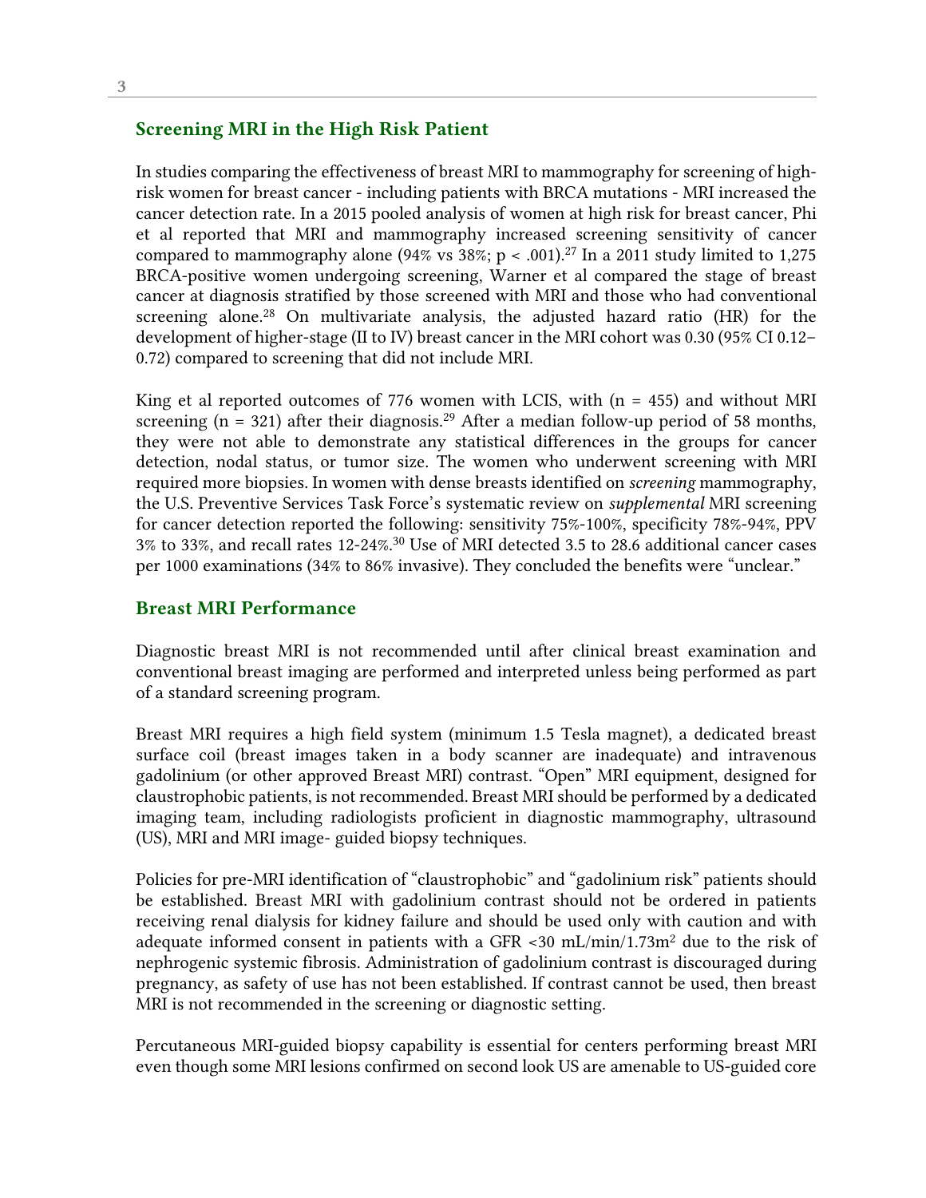## Screening MRI in the High Risk Patient

In studies comparing the effectiveness of breast MRI to mammography for screening of high-risk women for breast cancer - including patients with BRCA mutations - MRI increased the cancer detection rate. In a 2015 pooled analysis of women at high risk for breast cancer, Phi et al reported that MRI and mammography increased screening sensitivity of cancer compared to mammography alone (94% vs 38%; $p < .001$).[27] In a 2011 study limited to 1,275 BRCA-positive women undergoing screening, Warner et al compared the stage of breast cancer at diagnosis stratified by those screened with MRI and those who had conventional screening alone.[28] On multivariate analysis, the adjusted hazard ratio (HR) for the development of higher-stage (II to IV) breast cancer in the MRI cohort was 0.30 (95% CI 0.12–0.72) compared to screening that did not include MRI.

King et al reported outcomes of 776 women with LCIS, with (n = 455) and without MRI screening (n = 321) after their diagnosis.[29] After a median follow-up period of 58 months, they were not able to demonstrate any statistical differences in the groups for cancer detection, nodal status, or tumor size. The women who underwent screening with MRI required more biopsies. In women with dense breasts identified on *screening* mammography, the U.S. Preventive Services Task Force's systematic review on *supplemental* MRI screening for cancer detection reported the following: sensitivity 75%-100%, specificity 78%-94%, PPV 3% to 33%, and recall rates 12-24%.[30] Use of MRI detected 3.5 to 28.6 additional cancer cases per 1000 examinations (34% to 86% invasive). They concluded the benefits were "unclear."

## Breast MRI Performance

Diagnostic breast MRI is not recommended until after clinical breast examination and conventional breast imaging are performed and interpreted unless being performed as part of a standard screening program.

Breast MRI requires a high field system (minimum 1.5 Tesla magnet), a dedicated breast surface coil (breast images taken in a body scanner are inadequate) and intravenous gadolinium (or other approved Breast MRI) contrast. "Open" MRI equipment, designed for claustrophobic patients, is not recommended. Breast MRI should be performed by a dedicated imaging team, including radiologists proficient in diagnostic mammography, ultrasound (US), MRI and MRI image- guided biopsy techniques.

Policies for pre-MRI identification of "claustrophobic" and "gadolinium risk" patients should be established. Breast MRI with gadolinium contrast should not be ordered in patients receiving renal dialysis for kidney failure and should be used only with caution and with adequate informed consent in patients with a GFR <30 mL/min/1.73m$^2$ due to the risk of nephrogenic systemic fibrosis. Administration of gadolinium contrast is discouraged during pregnancy, as safety of use has not been established. If contrast cannot be used, then breast MRI is not recommended in the screening or diagnostic setting.

Percutaneous MRI-guided biopsy capability is essential for centers performing breast MRI even though some MRI lesions confirmed on second look US are amenable to US-guided core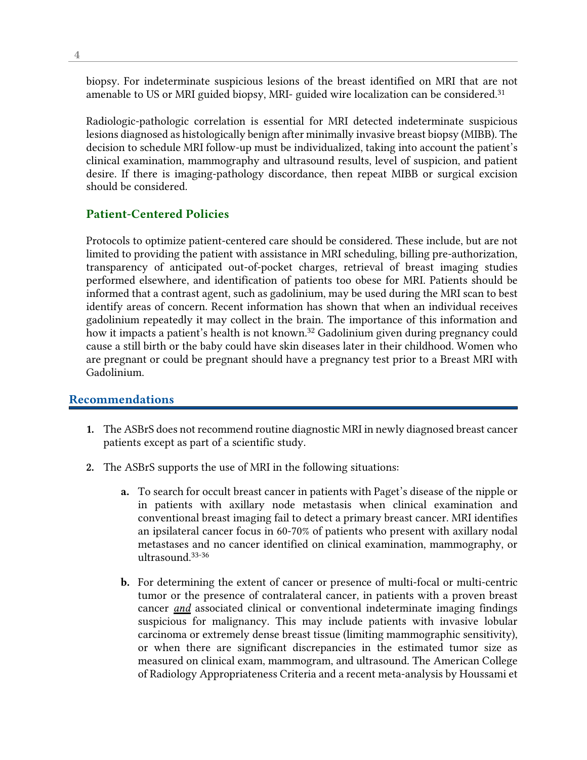biopsy. For indeterminate suspicious lesions of the breast identified on MRI that are not amenable to US or MRI guided biopsy, MRI- guided wire localization can be considered.[31]

Radiologic-pathologic correlation is essential for MRI detected indeterminate suspicious lesions diagnosed as histologically benign after minimally invasive breast biopsy (MIBB). The decision to schedule MRI follow-up must be individualized, taking into account the patient's clinical examination, mammography and ultrasound results, level of suspicion, and patient desire. If there is imaging-pathology discordance, then repeat MIBB or surgical excision should be considered.

### Patient-Centered Policies

Protocols to optimize patient-centered care should be considered. These include, but are not limited to providing the patient with assistance in MRI scheduling, billing pre-authorization, transparency of anticipated out-of-pocket charges, retrieval of breast imaging studies performed elsewhere, and identification of patients too obese for MRI. Patients should be informed that a contrast agent, such as gadolinium, may be used during the MRI scan to best identify areas of concern. Recent information has shown that when an individual receives gadolinium repeatedly it may collect in the brain. The importance of this information and how it impacts a patient's health is not known.[32] Gadolinium given during pregnancy could cause a still birth or the baby could have skin diseases later in their childhood. Women who are pregnant or could be pregnant should have a pregnancy test prior to a Breast MRI with Gadolinium.

## Recommendations

1. The ASBrS does not recommend routine diagnostic MRI in newly diagnosed breast cancer patients except as part of a scientific study.

2. The ASBrS supports the use of MRI in the following situations:

    a. To search for occult breast cancer in patients with Paget's disease of the nipple or in patients with axillary node metastasis when clinical examination and conventional breast imaging fail to detect a primary breast cancer. MRI identifies an ipsilateral cancer focus in 60-70% of patients who present with axillary nodal metastases and no cancer identified on clinical examination, mammography, or ultrasound.[33-36]

    b. For determining the extent of cancer or presence of multi-focal or multi-centric tumor or the presence of contralateral cancer, in patients with a proven breast cancer ***and*** associated clinical or conventional indeterminate imaging findings suspicious for malignancy. This may include patients with invasive lobular carcinoma or extremely dense breast tissue (limiting mammographic sensitivity), or when there are significant discrepancies in the estimated tumor size as measured on clinical exam, mammogram, and ultrasound. The American College of Radiology Appropriateness Criteria and a recent meta-analysis by Houssami et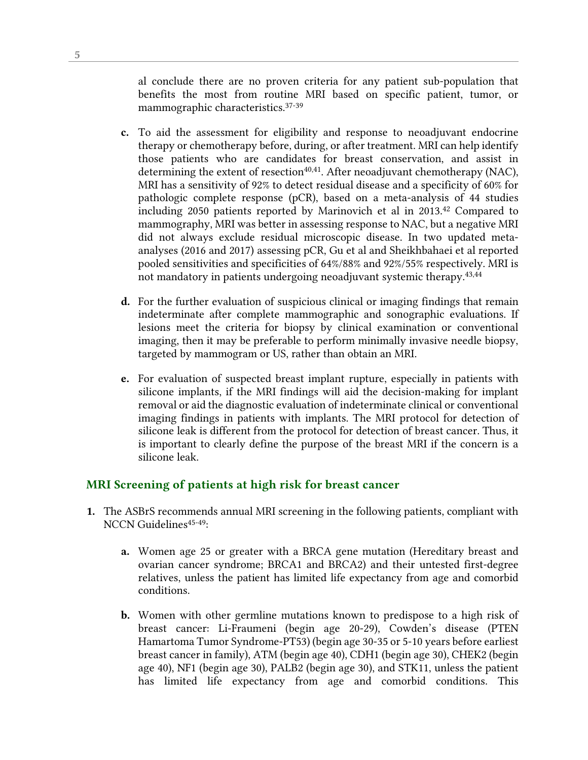al conclude there are no proven criteria for any patient sub-population that benefits the most from routine MRI based on specific patient, tumor, or mammographic characteristics.[37-39]

c. To aid the assessment for eligibility and response to neoadjuvant endocrine therapy or chemotherapy before, during, or after treatment. MRI can help identify those patients who are candidates for breast conservation, and assist in determining the extent of resection[40,41]. After neoadjuvant chemotherapy (NAC), MRI has a sensitivity of 92% to detect residual disease and a specificity of 60% for pathologic complete response (pCR), based on a meta-analysis of 44 studies including 2050 patients reported by Marinovich et al in 2013.[42] Compared to mammography, MRI was better in assessing response to NAC, but a negative MRI did not always exclude residual microscopic disease. In two updated meta-analyses (2016 and 2017) assessing pCR, Gu et al and Sheikhbahaei et al reported pooled sensitivities and specificities of 64%/88% and 92%/55% respectively. MRI is not mandatory in patients undergoing neoadjuvant systemic therapy.[43,44]

d. For the further evaluation of suspicious clinical or imaging findings that remain indeterminate after complete mammographic and sonographic evaluations. If lesions meet the criteria for biopsy by clinical examination or conventional imaging, then it may be preferable to perform minimally invasive needle biopsy, targeted by mammogram or US, rather than obtain an MRI.

e. For evaluation of suspected breast implant rupture, especially in patients with silicone implants, if the MRI findings will aid the decision-making for implant removal or aid the diagnostic evaluation of indeterminate clinical or conventional imaging findings in patients with implants. The MRI protocol for detection of silicone leak is different from the protocol for detection of breast cancer. Thus, it is important to clearly define the purpose of the breast MRI if the concern is a silicone leak.

## MRI Screening of patients at high risk for breast cancer

1. The ASBrS recommends annual MRI screening in the following patients, compliant with NCCN Guidelines[45-49]:

   a. Women age 25 or greater with a BRCA gene mutation (Hereditary breast and ovarian cancer syndrome; BRCA1 and BRCA2) and their untested first-degree relatives, unless the patient has limited life expectancy from age and comorbid conditions.

   b. Women with other germline mutations known to predispose to a high risk of breast cancer: Li-Fraumeni (begin age 20-29), Cowden's disease (PTEN Hamartoma Tumor Syndrome-PT53) (begin age 30-35 or 5-10 years before earliest breast cancer in family), ATM (begin age 40), CDH1 (begin age 30), CHEK2 (begin age 40), NF1 (begin age 30), PALB2 (begin age 30), and STK11, unless the patient has limited life expectancy from age and comorbid conditions. This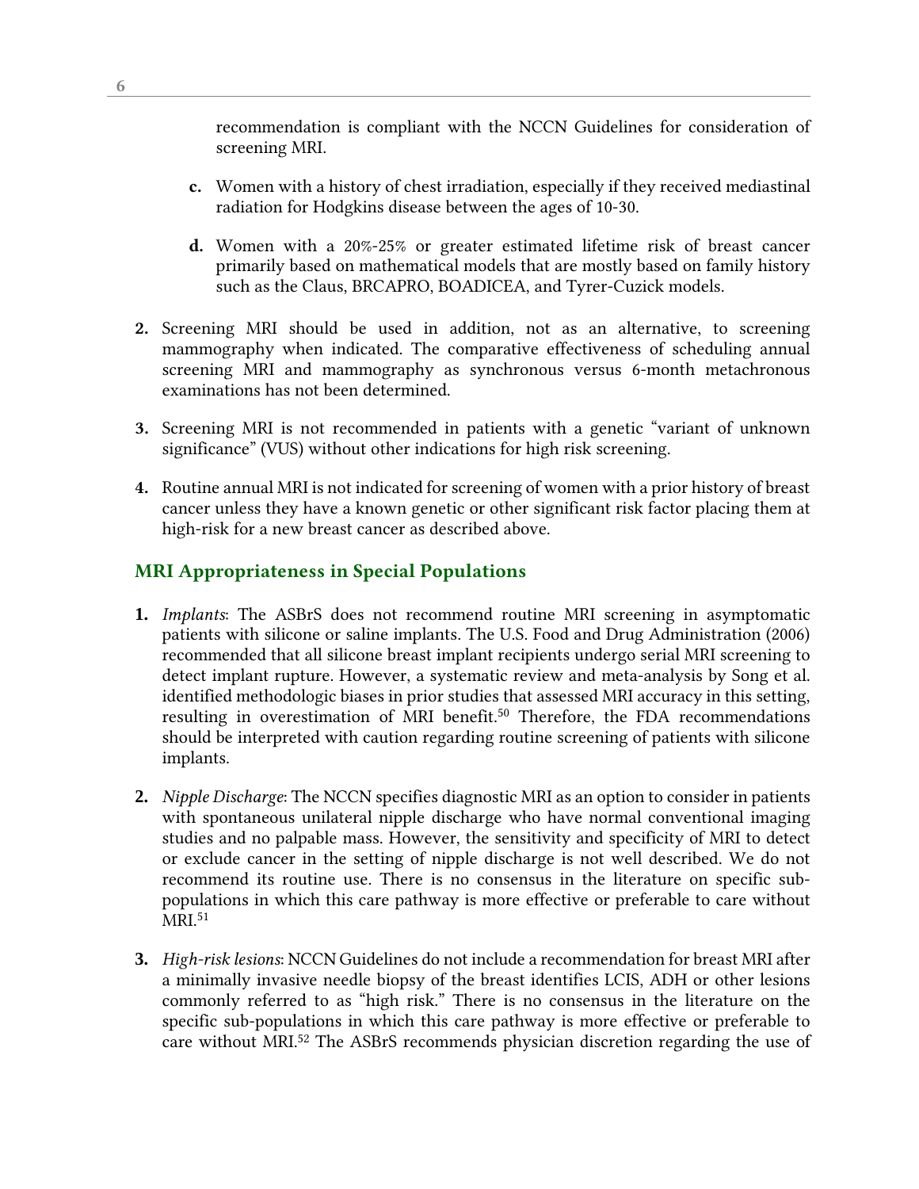recommendation is compliant with the NCCN Guidelines for consideration of screening MRI.

c. Women with a history of chest irradiation, especially if they received mediastinal radiation for Hodgkins disease between the ages of 10-30.

d. Women with a 20%-25% or greater estimated lifetime risk of breast cancer primarily based on mathematical models that are mostly based on family history such as the Claus, BRCAPRO, BOADICEA, and Tyrer-Cuzick models.

2. Screening MRI should be used in addition, not as an alternative, to screening mammography when indicated. The comparative effectiveness of scheduling annual screening MRI and mammography as synchronous versus 6-month metachronous examinations has not been determined.

3. Screening MRI is not recommended in patients with a genetic "variant of unknown significance" (VUS) without other indications for high risk screening.

4. Routine annual MRI is not indicated for screening of women with a prior history of breast cancer unless they have a known genetic or other significant risk factor placing them at high-risk for a new breast cancer as described above.

## MRI Appropriateness in Special Populations

1. *Implants*: The ASBrS does not recommend routine MRI screening in asymptomatic patients with silicone or saline implants. The U.S. Food and Drug Administration (2006) recommended that all silicone breast implant recipients undergo serial MRI screening to detect implant rupture. However, a systematic review and meta-analysis by Song et al. identified methodologic biases in prior studies that assessed MRI accuracy in this setting, resulting in overestimation of MRI benefit.[50] Therefore, the FDA recommendations should be interpreted with caution regarding routine screening of patients with silicone implants.

2. *Nipple Discharge*: The NCCN specifies diagnostic MRI as an option to consider in patients with spontaneous unilateral nipple discharge who have normal conventional imaging studies and no palpable mass. However, the sensitivity and specificity of MRI to detect or exclude cancer in the setting of nipple discharge is not well described. We do not recommend its routine use. There is no consensus in the literature on specific sub-populations in which this care pathway is more effective or preferable to care without MRI.[51]

3. *High-risk lesions*: NCCN Guidelines do not include a recommendation for breast MRI after a minimally invasive needle biopsy of the breast identifies LCIS, ADH or other lesions commonly referred to as "high risk." There is no consensus in the literature on the specific sub-populations in which this care pathway is more effective or preferable to care without MRI.[52] The ASBrS recommends physician discretion regarding the use of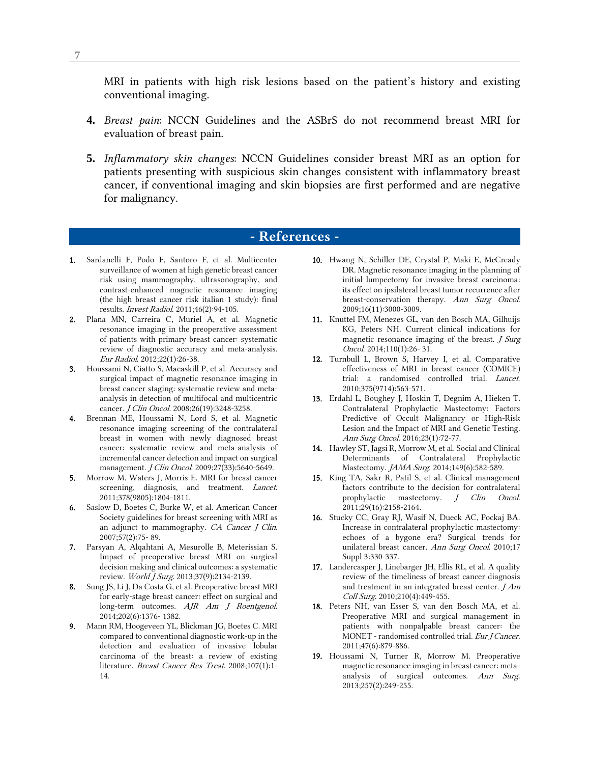MRI in patients with high risk lesions based on the patient's history and existing conventional imaging.

4. *Breast pain*: NCCN Guidelines and the ASBrS do not recommend breast MRI for evaluation of breast pain.

5. *Inflammatory skin changes*: NCCN Guidelines consider breast MRI as an option for patients presenting with suspicious skin changes consistent with inflammatory breast cancer, if conventional imaging and skin biopsies are first performed and are negative for malignancy.

## - References -

1. Sardanelli F, Podo F, Santoro F, et al. Multicenter surveillance of women at high genetic breast cancer risk using mammography, ultrasonography, and contrast-enhanced magnetic resonance imaging (the high breast cancer risk italian 1 study): final results. *Invest Radiol*. 2011;46(2):94-105.
2. Plana MN, Carreira C, Muriel A, et al. Magnetic resonance imaging in the preoperative assessment of patients with primary breast cancer: systematic review of diagnostic accuracy and meta-analysis. *Eur Radiol*. 2012;22(1):26-38.
3. Houssami N, Ciatto S, Macaskill P, et al. Accuracy and surgical impact of magnetic resonance imaging in breast cancer staging: systematic review and meta-analysis in detection of multifocal and multicentric cancer. *J Clin Oncol*. 2008;26(19):3248-3258.
4. Brennan ME, Houssami N, Lord S, et al. Magnetic resonance imaging screening of the contralateral breast in women with newly diagnosed breast cancer: systematic review and meta-analysis of incremental cancer detection and impact on surgical management. *J Clin Oncol*. 2009;27(33):5640-5649.
5. Morrow M, Waters J, Morris E. MRI for breast cancer screening, diagnosis, and treatment. *Lancet*. 2011;378(9805):1804-1811.
6. Saslow D, Boetes C, Burke W, et al. American Cancer Society guidelines for breast screening with MRI as an adjunct to mammography. *CA Cancer J Clin*. 2007;57(2):75- 89.
7. Parsyan A, Alqahtani A, Mesurolle B, Meterissian S. Impact of preoperative breast MRI on surgical decision making and clinical outcomes: a systematic review. *World J Surg*. 2013;37(9):2134-2139.
8. Sung JS, Li J, Da Costa G, et al. Preoperative breast MRI for early-stage breast cancer: effect on surgical and long-term outcomes. *AJR Am J Roentgenol*. 2014;202(6):1376- 1382.
9. Mann RM, Hoogeveen YL, Blickman JG, Boetes C. MRI compared to conventional diagnostic work-up in the detection and evaluation of invasive lobular carcinoma of the breast: a review of existing literature. *Breast Cancer Res Treat*. 2008;107(1):1-14.
10. Hwang N, Schiller DE, Crystal P, Maki E, McCready DR. Magnetic resonance imaging in the planning of initial lumpectomy for invasive breast carcinoma: its effect on ipsilateral breast tumor recurrence after breast-conservation therapy. *Ann Surg Oncol*. 2009;16(11):3000-3009.
11. Knuttel FM, Menezes GL, van den Bosch MA, Gilhuijs KG, Peters NH. Current clinical indications for magnetic resonance imaging of the breast. *J Surg Oncol*. 2014;110(1):26- 31.
12. Turnbull L, Brown S, Harvey I, et al. Comparative effectiveness of MRI in breast cancer (COMICE) trial: a randomised controlled trial. *Lancet*. 2010;375(9714):563-571.
13. Erdahl L, Boughey J, Hoskin T, Degnim A, Hieken T. Contralateral Prophylactic Mastectomy: Factors Predictive of Occult Malignancy or High-Risk Lesion and the Impact of MRI and Genetic Testing. *Ann Surg Oncol*. 2016;23(1):72-77.
14. Hawley ST, Jagsi R, Morrow M, et al. Social and Clinical Determinants of Contralateral Prophylactic Mastectomy. *JAMA Surg*. 2014;149(6):582-589.
15. King TA, Sakr R, Patil S, et al. Clinical management factors contribute to the decision for contralateral prophylactic mastectomy. *J Clin Oncol*. 2011;29(16):2158-2164.
16. Stucky CC, Gray RJ, Wasif N, Dueck AC, Pockaj BA. Increase in contralateral prophylactic mastectomy: echoes of a bygone era? Surgical trends for unilateral breast cancer. *Ann Surg Oncol*. 2010;17 Suppl 3:330-337.
17. Landercasper J, Linebarger JH, Ellis RL, et al. A quality review of the timeliness of breast cancer diagnosis and treatment in an integrated breast center. *J Am Coll Surg*. 2010;210(4):449-455.
18. Peters NH, van Esser S, van den Bosch MA, et al. Preoperative MRI and surgical management in patients with nonpalpable breast cancer: the MONET - randomised controlled trial. *Eur J Cancer*. 2011;47(6):879-886.
19. Houssami N, Turner R, Morrow M. Preoperative magnetic resonance imaging in breast cancer: meta-analysis of surgical outcomes. *Ann Surg*. 2013;257(2):249-255.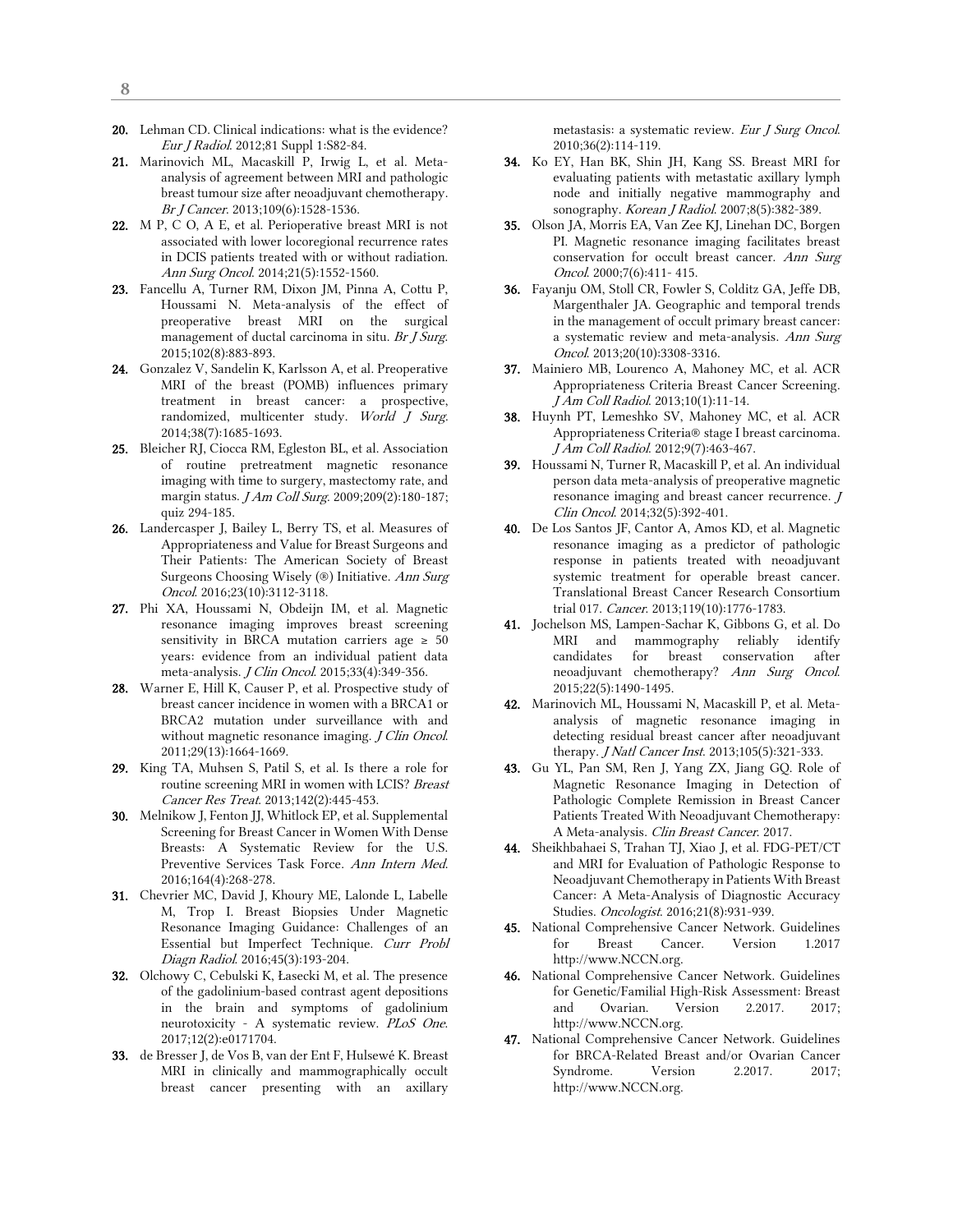20. Lehman CD. Clinical indications: what is the evidence? *Eur J Radiol*. 2012;81 Suppl 1:S82-84.
21. Marinovich ML, Macaskill P, Irwig L, et al. Meta-analysis of agreement between MRI and pathologic breast tumour size after neoadjuvant chemotherapy. *Br J Cancer*. 2013;109(6):1528-1536.
22. M P, C O, A E, et al. Perioperative breast MRI is not associated with lower locoregional recurrence rates in DCIS patients treated with or without radiation. *Ann Surg Oncol*. 2014;21(5):1552-1560.
23. Fancellu A, Turner RM, Dixon JM, Pinna A, Cottu P, Houssami N. Meta-analysis of the effect of preoperative breast MRI on the surgical management of ductal carcinoma in situ. *Br J Surg*. 2015;102(8):883-893.
24. Gonzalez V, Sandelin K, Karlsson A, et al. Preoperative MRI of the breast (POMB) influences primary treatment in breast cancer: a prospective, randomized, multicenter study. *World J Surg*. 2014;38(7):1685-1693.
25. Bleicher RJ, Ciocca RM, Egleston BL, et al. Association of routine pretreatment magnetic resonance imaging with time to surgery, mastectomy rate, and margin status. *J Am Coll Surg*. 2009;209(2):180-187; quiz 294-185.
26. Landercasper J, Bailey L, Berry TS, et al. Measures of Appropriateness and Value for Breast Surgeons and Their Patients: The American Society of Breast Surgeons Choosing Wisely (®) Initiative. *Ann Surg Oncol*. 2016;23(10):3112-3118.
27. Phi XA, Houssami N, Obdeijn IM, et al. Magnetic resonance imaging improves breast screening sensitivity in BRCA mutation carriers age ≥ 50 years: evidence from an individual patient data meta-analysis. *J Clin Oncol*. 2015;33(4):349-356.
28. Warner E, Hill K, Causer P, et al. Prospective study of breast cancer incidence in women with a BRCA1 or BRCA2 mutation under surveillance with and without magnetic resonance imaging. *J Clin Oncol*. 2011;29(13):1664-1669.
29. King TA, Muhsen S, Patil S, et al. Is there a role for routine screening MRI in women with LCIS? *Breast Cancer Res Treat*. 2013;142(2):445-453.
30. Melnikow J, Fenton JJ, Whitlock EP, et al. Supplemental Screening for Breast Cancer in Women With Dense Breasts: A Systematic Review for the U.S. Preventive Services Task Force. *Ann Intern Med*. 2016;164(4):268-278.
31. Chevrier MC, David J, Khoury ME, Lalonde L, Labelle M, Trop I. Breast Biopsies Under Magnetic Resonance Imaging Guidance: Challenges of an Essential but Imperfect Technique. *Curr Probl Diagn Radiol*. 2016;45(3):193-204.
32. Olchowy C, Cebulski K, Łasecki M, et al. The presence of the gadolinium-based contrast agent depositions in the brain and symptoms of gadolinium neurotoxicity - A systematic review. *PLoS One*. 2017;12(2):e0171704.
33. de Bresser J, de Vos B, van der Ent F, Hulsewé K. Breast MRI in clinically and mammographically occult breast cancer presenting with an axillary metastasis: a systematic review. *Eur J Surg Oncol*. 2010;36(2):114-119.
34. Ko EY, Han BK, Shin JH, Kang SS. Breast MRI for evaluating patients with metastatic axillary lymph node and initially negative mammography and sonography. *Korean J Radiol*. 2007;8(5):382-389.
35. Olson JA, Morris EA, Van Zee KJ, Linehan DC, Borgen PI. Magnetic resonance imaging facilitates breast conservation for occult breast cancer. *Ann Surg Oncol*. 2000;7(6):411- 415.
36. Fayanju OM, Stoll CR, Fowler S, Colditz GA, Jeffe DB, Margenthaler JA. Geographic and temporal trends in the management of occult primary breast cancer: a systematic review and meta-analysis. *Ann Surg Oncol*. 2013;20(10):3308-3316.
37. Mainiero MB, Lourenco A, Mahoney MC, et al. ACR Appropriateness Criteria Breast Cancer Screening. *J Am Coll Radiol*. 2013;10(1):11-14.
38. Huynh PT, Lemeshko SV, Mahoney MC, et al. ACR Appropriateness Criteria® stage I breast carcinoma. *J Am Coll Radiol*. 2012;9(7):463-467.
39. Houssami N, Turner R, Macaskill P, et al. An individual person data meta-analysis of preoperative magnetic resonance imaging and breast cancer recurrence. *J Clin Oncol*. 2014;32(5):392-401.
40. De Los Santos JF, Cantor A, Amos KD, et al. Magnetic resonance imaging as a predictor of pathologic response in patients treated with neoadjuvant systemic treatment for operable breast cancer. Translational Breast Cancer Research Consortium trial 017. *Cancer*. 2013;119(10):1776-1783.
41. Jochelson MS, Lampen-Sachar K, Gibbons G, et al. Do MRI and mammography reliably identify candidates for breast conservation after neoadjuvant chemotherapy? *Ann Surg Oncol*. 2015;22(5):1490-1495.
42. Marinovich ML, Houssami N, Macaskill P, et al. Meta-analysis of magnetic resonance imaging in detecting residual breast cancer after neoadjuvant therapy. *J Natl Cancer Inst*. 2013;105(5):321-333.
43. Gu YL, Pan SM, Ren J, Yang ZX, Jiang GQ. Role of Magnetic Resonance Imaging in Detection of Pathologic Complete Remission in Breast Cancer Patients Treated With Neoadjuvant Chemotherapy: A Meta-analysis. *Clin Breast Cancer*. 2017.
44. Sheikhbahaei S, Trahan TJ, Xiao J, et al. FDG-PET/CT and MRI for Evaluation of Pathologic Response to Neoadjuvant Chemotherapy in Patients With Breast Cancer: A Meta-Analysis of Diagnostic Accuracy Studies. *Oncologist*. 2016;21(8):931-939.
45. National Comprehensive Cancer Network. Guidelines for Breast Cancer. Version 1.2017 http://www.NCCN.org.
46. National Comprehensive Cancer Network. Guidelines for Genetic/Familial High-Risk Assessment: Breast and Ovarian. Version 2.2017. 2017; http://www.NCCN.org.
47. National Comprehensive Cancer Network. Guidelines for BRCA-Related Breast and/or Ovarian Cancer Syndrome. Version 2.2017. 2017; http://www.NCCN.org.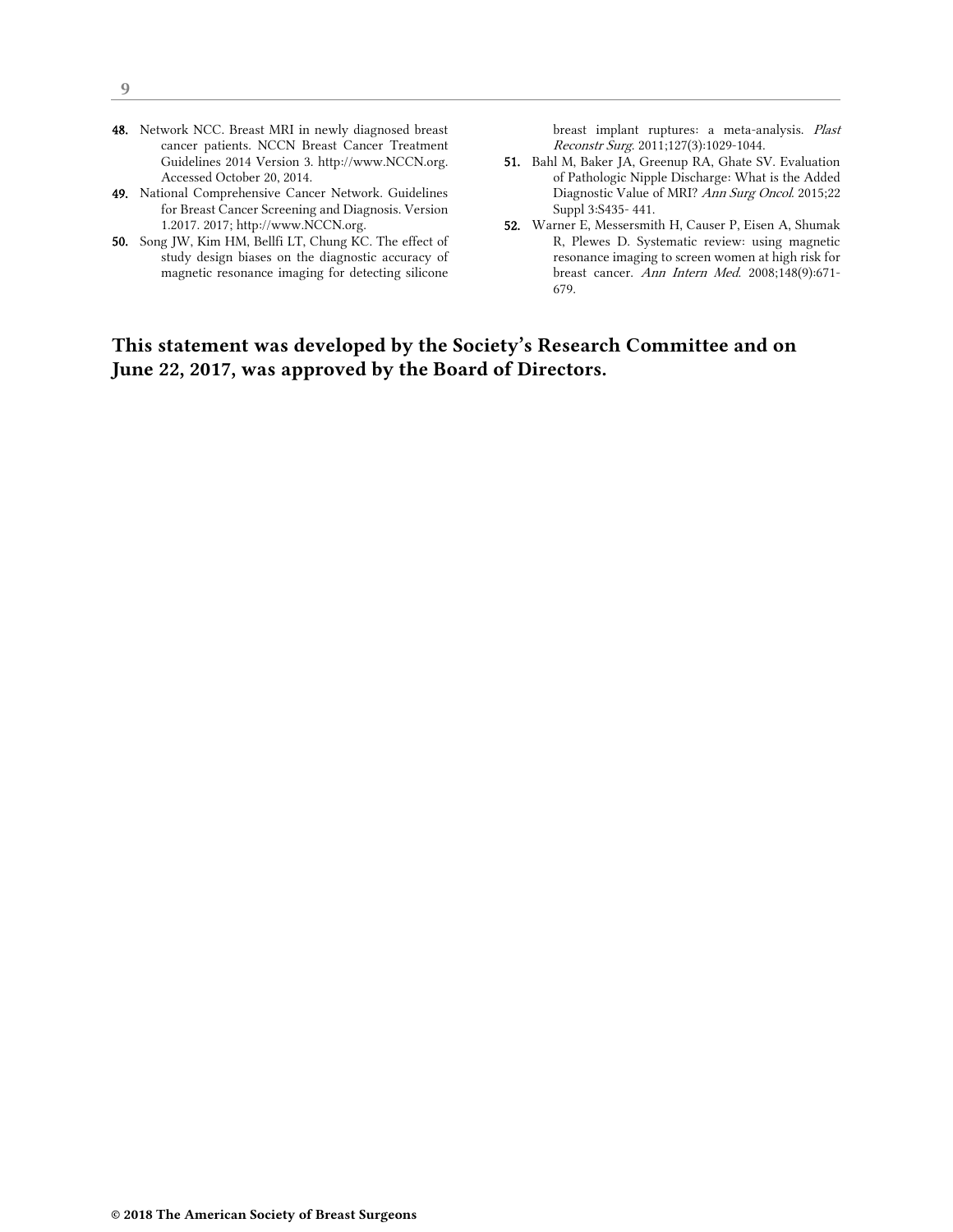48. Network NCC. Breast MRI in newly diagnosed breast cancer patients. NCCN Breast Cancer Treatment Guidelines 2014 Version 3. http://www.NCCN.org. Accessed October 20, 2014.
49. National Comprehensive Cancer Network. Guidelines for Breast Cancer Screening and Diagnosis. Version 1.2017. 2017; http://www.NCCN.org.
50. Song JW, Kim HM, Bellfi LT, Chung KC. The effect of study design biases on the diagnostic accuracy of magnetic resonance imaging for detecting silicone breast implant ruptures: a meta-analysis. *Plast Reconstr Surg*. 2011;127(3):1029-1044.
51. Bahl M, Baker JA, Greenup RA, Ghate SV. Evaluation of Pathologic Nipple Discharge: What is the Added Diagnostic Value of MRI? *Ann Surg Oncol*. 2015;22 Suppl 3:S435- 441.
52. Warner E, Messersmith H, Causer P, Eisen A, Shumak R, Plewes D. Systematic review: using magnetic resonance imaging to screen women at high risk for breast cancer. *Ann Intern Med*. 2008;148(9):671-679.

**This statement was developed by the Society's Research Committee and on June 22, 2017, was approved by the Board of Directors.**

**© 2018 The American Society of Breast Surgeons**